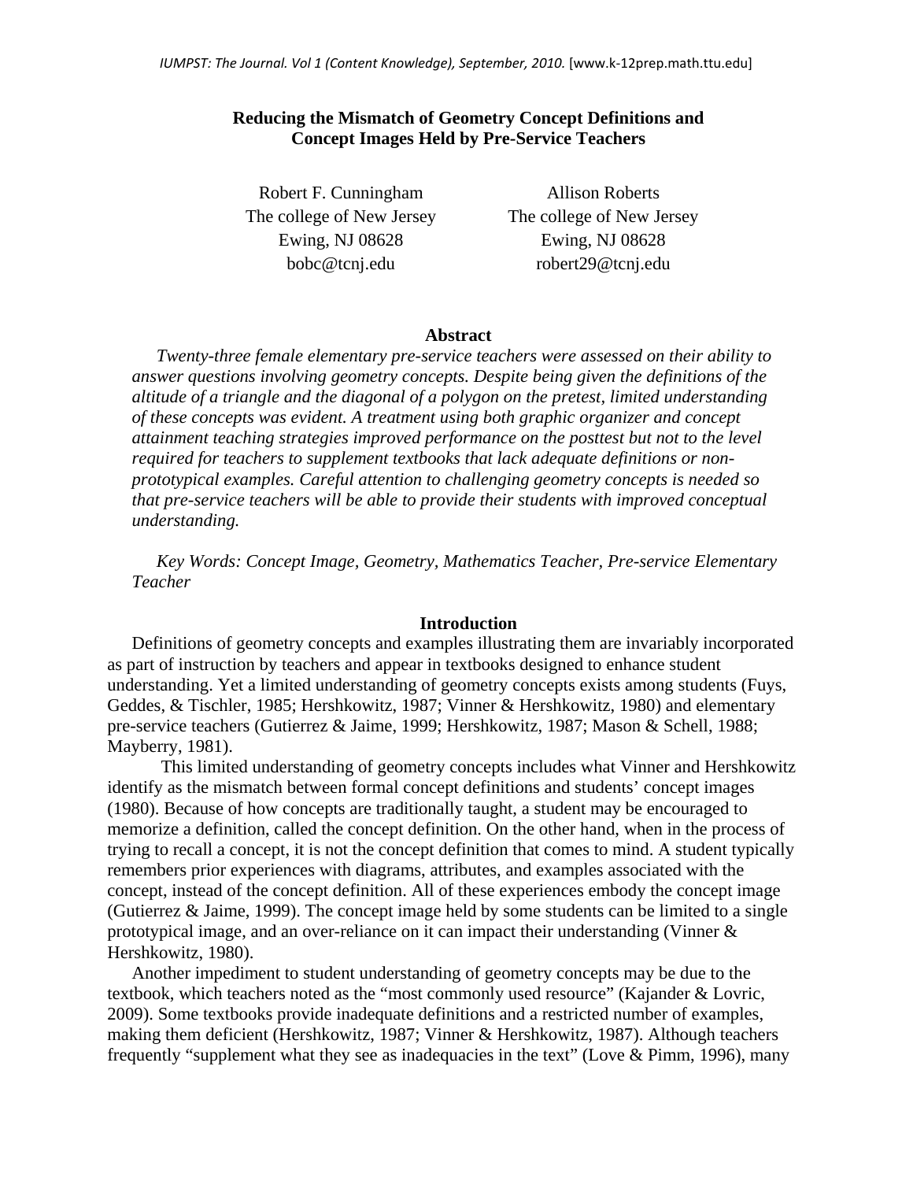# Reducing the Mismatch of Geometry Concept Definitions and Concept Images Held by Pre-Service Teachers

Robert F. Cunningham
The college of New Jersey
Ewing, NJ 08628
bobc@tcnj.edu

Allison Roberts
The college of New Jersey
Ewing, NJ 08628
robert29@tcnj.edu

## Abstract

*Twenty-three female elementary pre-service teachers were assessed on their ability to answer questions involving geometry concepts. Despite being given the definitions of the altitude of a triangle and the diagonal of a polygon on the pretest, limited understanding of these concepts was evident. A treatment using both graphic organizer and concept attainment teaching strategies improved performance on the posttest but not to the level required for teachers to supplement textbooks that lack adequate definitions or non-prototypical examples. Careful attention to challenging geometry concepts is needed so that pre-service teachers will be able to provide their students with improved conceptual understanding.*

*Key Words: Concept Image, Geometry, Mathematics Teacher, Pre-service Elementary Teacher*

## Introduction

Definitions of geometry concepts and examples illustrating them are invariably incorporated as part of instruction by teachers and appear in textbooks designed to enhance student understanding. Yet a limited understanding of geometry concepts exists among students (Fuys, Geddes, & Tischler, 1985; Hershkowitz, 1987; Vinner & Hershkowitz, 1980) and elementary pre-service teachers (Gutierrez & Jaime, 1999; Hershkowitz, 1987; Mason & Schell, 1988; Mayberry, 1981).

This limited understanding of geometry concepts includes what Vinner and Hershkowitz identify as the mismatch between formal concept definitions and students' concept images (1980). Because of how concepts are traditionally taught, a student may be encouraged to memorize a definition, called the concept definition. On the other hand, when in the process of trying to recall a concept, it is not the concept definition that comes to mind. A student typically remembers prior experiences with diagrams, attributes, and examples associated with the concept, instead of the concept definition. All of these experiences embody the concept image (Gutierrez & Jaime, 1999). The concept image held by some students can be limited to a single prototypical image, and an over-reliance on it can impact their understanding (Vinner & Hershkowitz, 1980).

Another impediment to student understanding of geometry concepts may be due to the textbook, which teachers noted as the "most commonly used resource" (Kajander & Lovric, 2009). Some textbooks provide inadequate definitions and a restricted number of examples, making them deficient (Hershkowitz, 1987; Vinner & Hershkowitz, 1987). Although teachers frequently "supplement what they see as inadequacies in the text" (Love & Pimm, 1996), many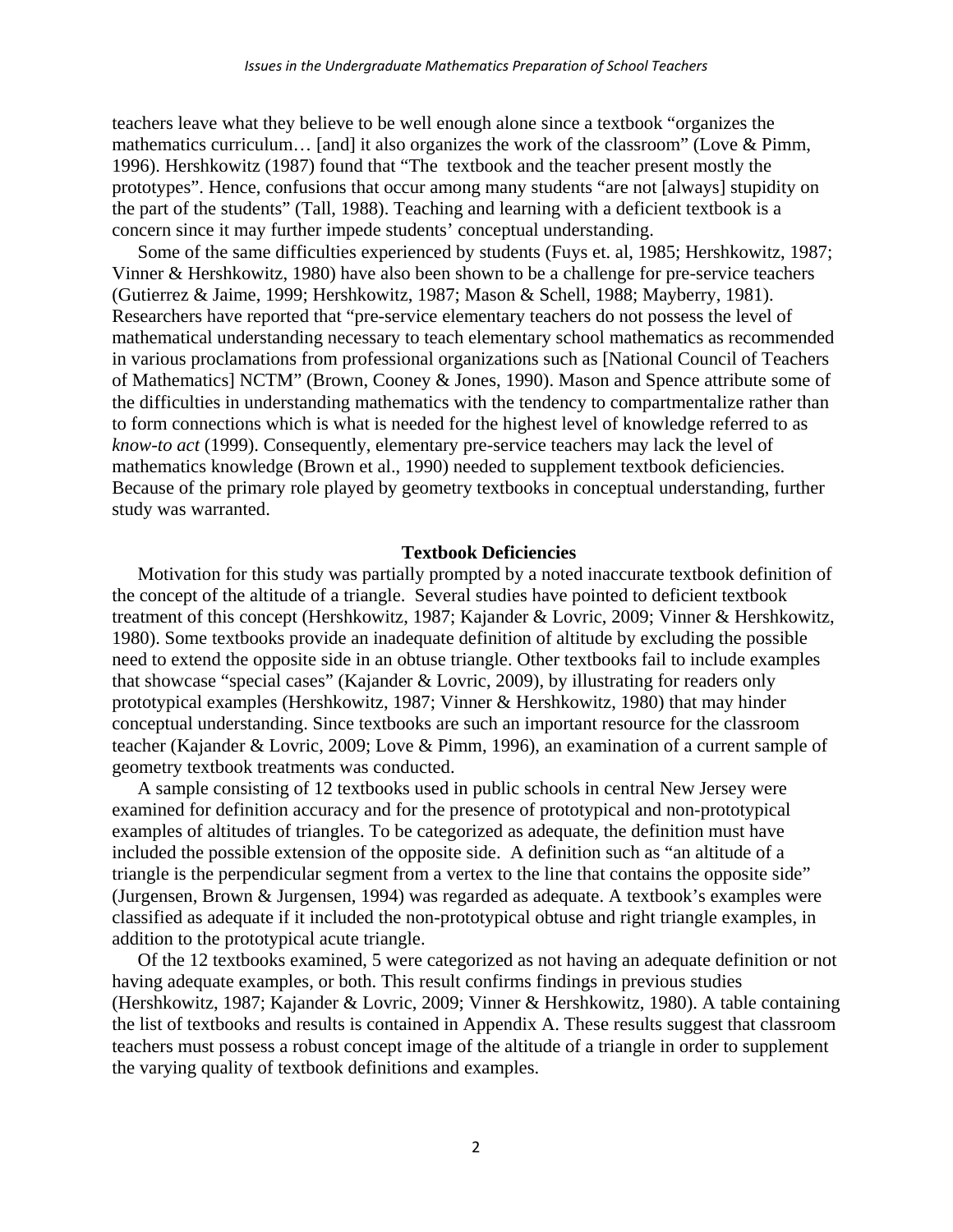teachers leave what they believe to be well enough alone since a textbook "organizes the mathematics curriculum… [and] it also organizes the work of the classroom" (Love & Pimm, 1996). Hershkowitz (1987) found that "The textbook and the teacher present mostly the prototypes". Hence, confusions that occur among many students "are not [always] stupidity on the part of the students" (Tall, 1988). Teaching and learning with a deficient textbook is a concern since it may further impede students' conceptual understanding.

Some of the same difficulties experienced by students (Fuys et. al, 1985; Hershkowitz, 1987; Vinner & Hershkowitz, 1980) have also been shown to be a challenge for pre-service teachers (Gutierrez & Jaime, 1999; Hershkowitz, 1987; Mason & Schell, 1988; Mayberry, 1981). Researchers have reported that "pre-service elementary teachers do not possess the level of mathematical understanding necessary to teach elementary school mathematics as recommended in various proclamations from professional organizations such as [National Council of Teachers of Mathematics] NCTM" (Brown, Cooney & Jones, 1990). Mason and Spence attribute some of the difficulties in understanding mathematics with the tendency to compartmentalize rather than to form connections which is what is needed for the highest level of knowledge referred to as *know-to act* (1999). Consequently, elementary pre-service teachers may lack the level of mathematics knowledge (Brown et al., 1990) needed to supplement textbook deficiencies. Because of the primary role played by geometry textbooks in conceptual understanding, further study was warranted.

## Textbook Deficiencies

Motivation for this study was partially prompted by a noted inaccurate textbook definition of the concept of the altitude of a triangle. Several studies have pointed to deficient textbook treatment of this concept (Hershkowitz, 1987; Kajander & Lovric, 2009; Vinner & Hershkowitz, 1980). Some textbooks provide an inadequate definition of altitude by excluding the possible need to extend the opposite side in an obtuse triangle. Other textbooks fail to include examples that showcase "special cases" (Kajander & Lovric, 2009), by illustrating for readers only prototypical examples (Hershkowitz, 1987; Vinner & Hershkowitz, 1980) that may hinder conceptual understanding. Since textbooks are such an important resource for the classroom teacher (Kajander & Lovric, 2009; Love & Pimm, 1996), an examination of a current sample of geometry textbook treatments was conducted.

A sample consisting of 12 textbooks used in public schools in central New Jersey were examined for definition accuracy and for the presence of prototypical and non-prototypical examples of altitudes of triangles. To be categorized as adequate, the definition must have included the possible extension of the opposite side. A definition such as "an altitude of a triangle is the perpendicular segment from a vertex to the line that contains the opposite side" (Jurgensen, Brown & Jurgensen, 1994) was regarded as adequate. A textbook's examples were classified as adequate if it included the non-prototypical obtuse and right triangle examples, in addition to the prototypical acute triangle.

Of the 12 textbooks examined, 5 were categorized as not having an adequate definition or not having adequate examples, or both. This result confirms findings in previous studies (Hershkowitz, 1987; Kajander & Lovric, 2009; Vinner & Hershkowitz, 1980). A table containing the list of textbooks and results is contained in Appendix A. These results suggest that classroom teachers must possess a robust concept image of the altitude of a triangle in order to supplement the varying quality of textbook definitions and examples.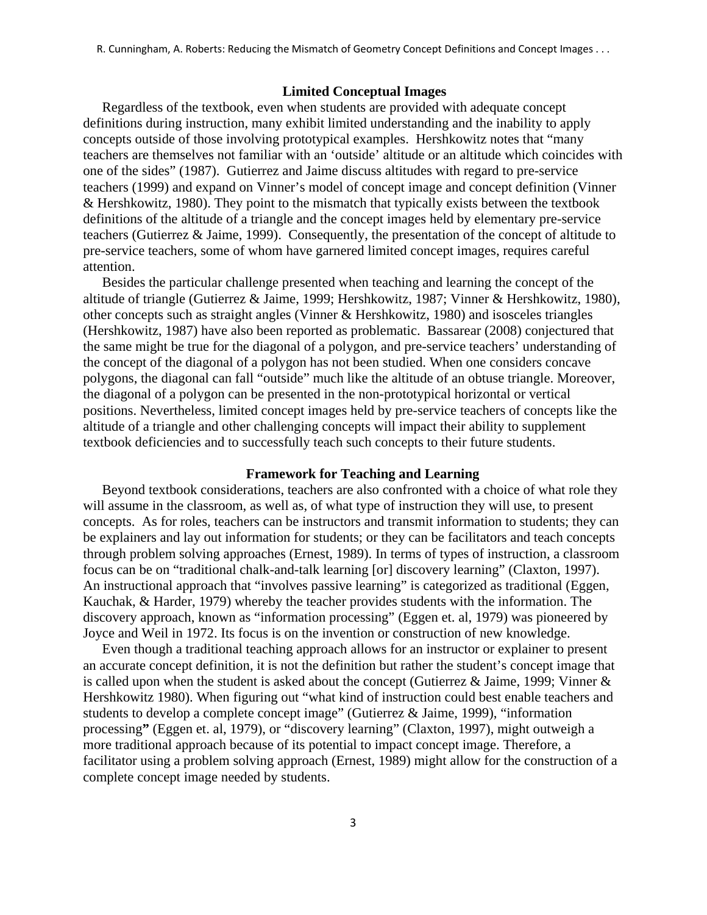## Limited Conceptual Images

Regardless of the textbook, even when students are provided with adequate concept definitions during instruction, many exhibit limited understanding and the inability to apply concepts outside of those involving prototypical examples. Hershkowitz notes that "many teachers are themselves not familiar with an 'outside' altitude or an altitude which coincides with one of the sides" (1987). Gutierrez and Jaime discuss altitudes with regard to pre-service teachers (1999) and expand on Vinner's model of concept image and concept definition (Vinner & Hershkowitz, 1980). They point to the mismatch that typically exists between the textbook definitions of the altitude of a triangle and the concept images held by elementary pre-service teachers (Gutierrez & Jaime, 1999). Consequently, the presentation of the concept of altitude to pre-service teachers, some of whom have garnered limited concept images, requires careful attention.

Besides the particular challenge presented when teaching and learning the concept of the altitude of triangle (Gutierrez & Jaime, 1999; Hershkowitz, 1987; Vinner & Hershkowitz, 1980), other concepts such as straight angles (Vinner & Hershkowitz, 1980) and isosceles triangles (Hershkowitz, 1987) have also been reported as problematic. Bassarear (2008) conjectured that the same might be true for the diagonal of a polygon, and pre-service teachers' understanding of the concept of the diagonal of a polygon has not been studied. When one considers concave polygons, the diagonal can fall "outside" much like the altitude of an obtuse triangle. Moreover, the diagonal of a polygon can be presented in the non-prototypical horizontal or vertical positions. Nevertheless, limited concept images held by pre-service teachers of concepts like the altitude of a triangle and other challenging concepts will impact their ability to supplement textbook deficiencies and to successfully teach such concepts to their future students.

## Framework for Teaching and Learning

Beyond textbook considerations, teachers are also confronted with a choice of what role they will assume in the classroom, as well as, of what type of instruction they will use, to present concepts. As for roles, teachers can be instructors and transmit information to students; they can be explainers and lay out information for students; or they can be facilitators and teach concepts through problem solving approaches (Ernest, 1989). In terms of types of instruction, a classroom focus can be on "traditional chalk-and-talk learning [or] discovery learning" (Claxton, 1997). An instructional approach that "involves passive learning" is categorized as traditional (Eggen, Kauchak, & Harder, 1979) whereby the teacher provides students with the information. The discovery approach, known as "information processing" (Eggen et. al, 1979) was pioneered by Joyce and Weil in 1972. Its focus is on the invention or construction of new knowledge.

Even though a traditional teaching approach allows for an instructor or explainer to present an accurate concept definition, it is not the definition but rather the student's concept image that is called upon when the student is asked about the concept (Gutierrez & Jaime, 1999; Vinner & Hershkowitz 1980). When figuring out "what kind of instruction could best enable teachers and students to develop a complete concept image" (Gutierrez & Jaime, 1999), "information processing**"** (Eggen et. al, 1979), or "discovery learning" (Claxton, 1997), might outweigh a more traditional approach because of its potential to impact concept image. Therefore, a facilitator using a problem solving approach (Ernest, 1989) might allow for the construction of a complete concept image needed by students.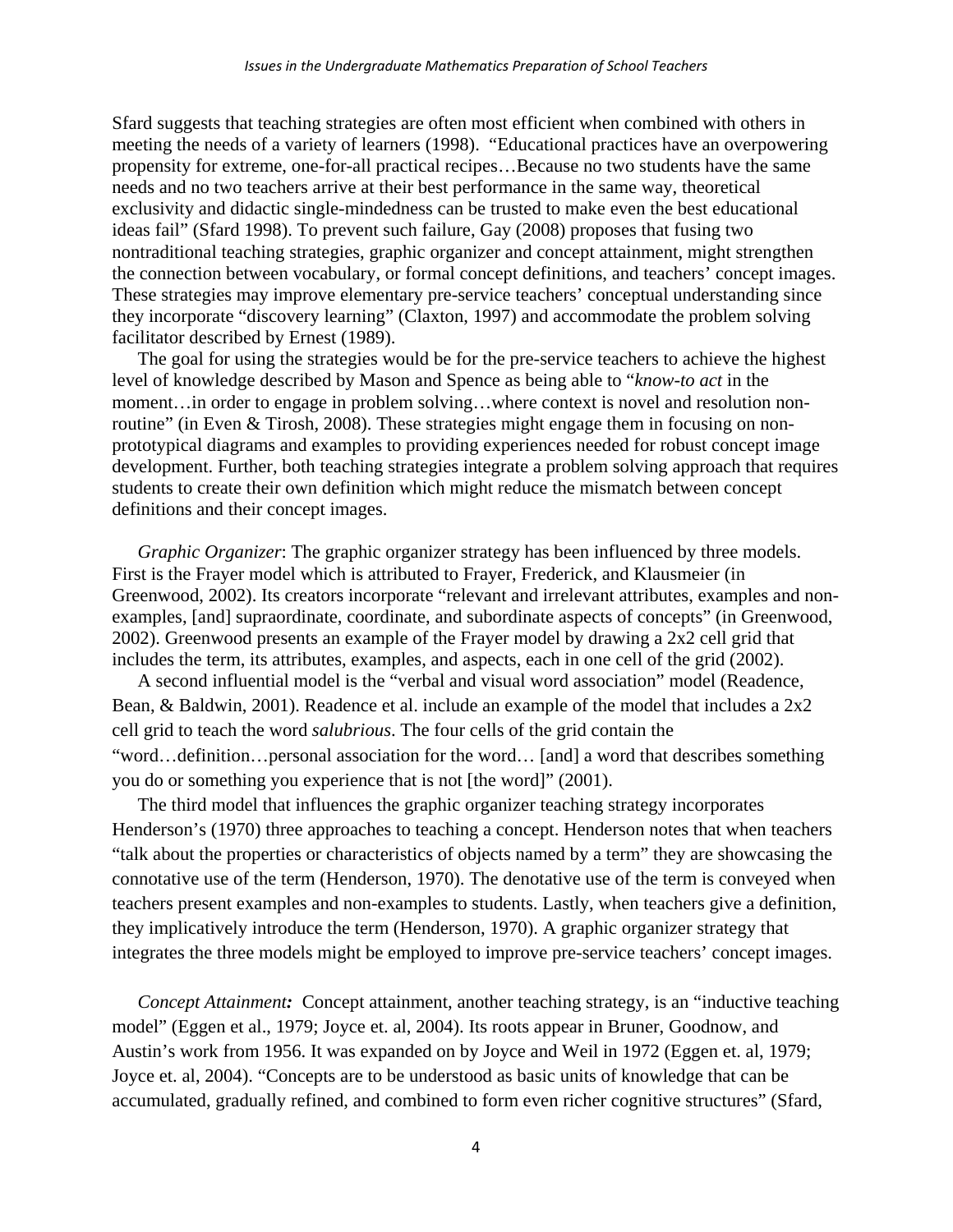Sfard suggests that teaching strategies are often most efficient when combined with others in meeting the needs of a variety of learners (1998). "Educational practices have an overpowering propensity for extreme, one-for-all practical recipes…Because no two students have the same needs and no two teachers arrive at their best performance in the same way, theoretical exclusivity and didactic single-mindedness can be trusted to make even the best educational ideas fail" (Sfard 1998). To prevent such failure, Gay (2008) proposes that fusing two nontraditional teaching strategies, graphic organizer and concept attainment, might strengthen the connection between vocabulary, or formal concept definitions, and teachers' concept images. These strategies may improve elementary pre-service teachers' conceptual understanding since they incorporate "discovery learning" (Claxton, 1997) and accommodate the problem solving facilitator described by Ernest (1989).

The goal for using the strategies would be for the pre-service teachers to achieve the highest level of knowledge described by Mason and Spence as being able to "*know-to act* in the moment…in order to engage in problem solving…where context is novel and resolution non-routine" (in Even & Tirosh, 2008). These strategies might engage them in focusing on non-prototypical diagrams and examples to providing experiences needed for robust concept image development. Further, both teaching strategies integrate a problem solving approach that requires students to create their own definition which might reduce the mismatch between concept definitions and their concept images.

*Graphic Organizer*: The graphic organizer strategy has been influenced by three models. First is the Frayer model which is attributed to Frayer, Frederick, and Klausmeier (in Greenwood, 2002). Its creators incorporate "relevant and irrelevant attributes, examples and non-examples, [and] supraordinate, coordinate, and subordinate aspects of concepts" (in Greenwood, 2002). Greenwood presents an example of the Frayer model by drawing a 2x2 cell grid that includes the term, its attributes, examples, and aspects, each in one cell of the grid (2002).

A second influential model is the "verbal and visual word association" model (Readence, Bean, & Baldwin, 2001). Readence et al. include an example of the model that includes a 2x2 cell grid to teach the word *salubrious*. The four cells of the grid contain the "word…definition…personal association for the word… [and] a word that describes something you do or something you experience that is not [the word]" (2001).

The third model that influences the graphic organizer teaching strategy incorporates Henderson's (1970) three approaches to teaching a concept. Henderson notes that when teachers "talk about the properties or characteristics of objects named by a term" they are showcasing the connotative use of the term (Henderson, 1970). The denotative use of the term is conveyed when teachers present examples and non-examples to students. Lastly, when teachers give a definition, they implicatively introduce the term (Henderson, 1970). A graphic organizer strategy that integrates the three models might be employed to improve pre-service teachers' concept images.

***Concept Attainment:*** Concept attainment, another teaching strategy, is an "inductive teaching model" (Eggen et al., 1979; Joyce et. al, 2004). Its roots appear in Bruner, Goodnow, and Austin's work from 1956. It was expanded on by Joyce and Weil in 1972 (Eggen et. al, 1979; Joyce et. al, 2004). "Concepts are to be understood as basic units of knowledge that can be accumulated, gradually refined, and combined to form even richer cognitive structures" (Sfard,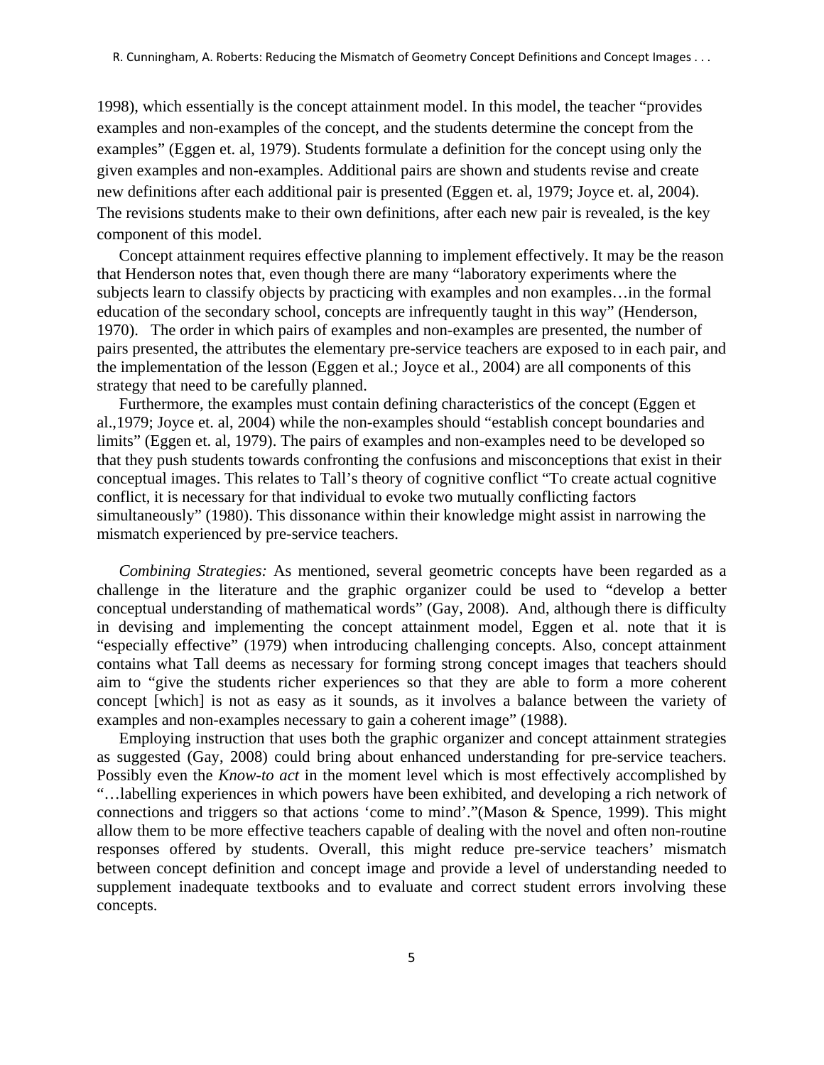1998), which essentially is the concept attainment model. In this model, the teacher "provides examples and non-examples of the concept, and the students determine the concept from the examples" (Eggen et. al, 1979). Students formulate a definition for the concept using only the given examples and non-examples. Additional pairs are shown and students revise and create new definitions after each additional pair is presented (Eggen et. al, 1979; Joyce et. al, 2004). The revisions students make to their own definitions, after each new pair is revealed, is the key component of this model.

Concept attainment requires effective planning to implement effectively. It may be the reason that Henderson notes that, even though there are many "laboratory experiments where the subjects learn to classify objects by practicing with examples and non examples…in the formal education of the secondary school, concepts are infrequently taught in this way" (Henderson, 1970). The order in which pairs of examples and non-examples are presented, the number of pairs presented, the attributes the elementary pre-service teachers are exposed to in each pair, and the implementation of the lesson (Eggen et al.; Joyce et al., 2004) are all components of this strategy that need to be carefully planned.

Furthermore, the examples must contain defining characteristics of the concept (Eggen et al.,1979; Joyce et. al, 2004) while the non-examples should "establish concept boundaries and limits" (Eggen et. al, 1979). The pairs of examples and non-examples need to be developed so that they push students towards confronting the confusions and misconceptions that exist in their conceptual images. This relates to Tall's theory of cognitive conflict "To create actual cognitive conflict, it is necessary for that individual to evoke two mutually conflicting factors simultaneously" (1980). This dissonance within their knowledge might assist in narrowing the mismatch experienced by pre-service teachers.

*Combining Strategies:* As mentioned, several geometric concepts have been regarded as a challenge in the literature and the graphic organizer could be used to "develop a better conceptual understanding of mathematical words" (Gay, 2008). And, although there is difficulty in devising and implementing the concept attainment model, Eggen et al. note that it is "especially effective" (1979) when introducing challenging concepts. Also, concept attainment contains what Tall deems as necessary for forming strong concept images that teachers should aim to "give the students richer experiences so that they are able to form a more coherent concept [which] is not as easy as it sounds, as it involves a balance between the variety of examples and non-examples necessary to gain a coherent image" (1988).

Employing instruction that uses both the graphic organizer and concept attainment strategies as suggested (Gay, 2008) could bring about enhanced understanding for pre-service teachers. Possibly even the *Know-to act* in the moment level which is most effectively accomplished by "…labelling experiences in which powers have been exhibited, and developing a rich network of connections and triggers so that actions 'come to mind'."(Mason & Spence, 1999). This might allow them to be more effective teachers capable of dealing with the novel and often non-routine responses offered by students. Overall, this might reduce pre-service teachers' mismatch between concept definition and concept image and provide a level of understanding needed to supplement inadequate textbooks and to evaluate and correct student errors involving these concepts.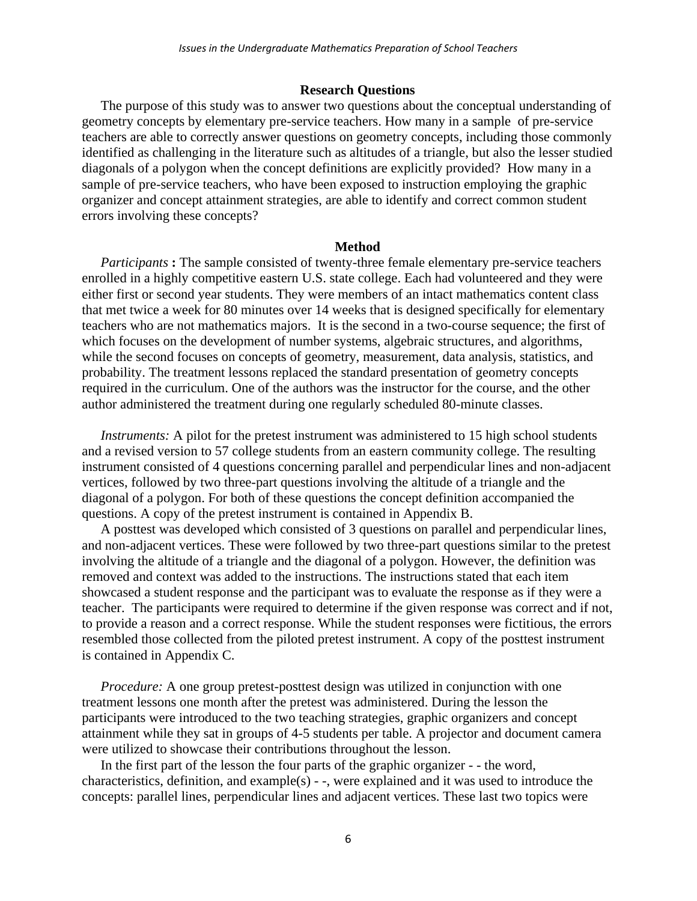## Research Questions

The purpose of this study was to answer two questions about the conceptual understanding of geometry concepts by elementary pre-service teachers. How many in a sample of pre-service teachers are able to correctly answer questions on geometry concepts, including those commonly identified as challenging in the literature such as altitudes of a triangle, but also the lesser studied diagonals of a polygon when the concept definitions are explicitly provided? How many in a sample of pre-service teachers, who have been exposed to instruction employing the graphic organizer and concept attainment strategies, are able to identify and correct common student errors involving these concepts?

## Method

*Participants* **:** The sample consisted of twenty-three female elementary pre-service teachers enrolled in a highly competitive eastern U.S. state college. Each had volunteered and they were either first or second year students. They were members of an intact mathematics content class that met twice a week for 80 minutes over 14 weeks that is designed specifically for elementary teachers who are not mathematics majors. It is the second in a two-course sequence; the first of which focuses on the development of number systems, algebraic structures, and algorithms, while the second focuses on concepts of geometry, measurement, data analysis, statistics, and probability. The treatment lessons replaced the standard presentation of geometry concepts required in the curriculum. One of the authors was the instructor for the course, and the other author administered the treatment during one regularly scheduled 80-minute classes.

*Instruments:* A pilot for the pretest instrument was administered to 15 high school students and a revised version to 57 college students from an eastern community college. The resulting instrument consisted of 4 questions concerning parallel and perpendicular lines and non-adjacent vertices, followed by two three-part questions involving the altitude of a triangle and the diagonal of a polygon. For both of these questions the concept definition accompanied the questions. A copy of the pretest instrument is contained in Appendix B.

A posttest was developed which consisted of 3 questions on parallel and perpendicular lines, and non-adjacent vertices. These were followed by two three-part questions similar to the pretest involving the altitude of a triangle and the diagonal of a polygon. However, the definition was removed and context was added to the instructions. The instructions stated that each item showcased a student response and the participant was to evaluate the response as if they were a teacher. The participants were required to determine if the given response was correct and if not, to provide a reason and a correct response. While the student responses were fictitious, the errors resembled those collected from the piloted pretest instrument. A copy of the posttest instrument is contained in Appendix C.

*Procedure:* A one group pretest-posttest design was utilized in conjunction with one treatment lessons one month after the pretest was administered. During the lesson the participants were introduced to the two teaching strategies, graphic organizers and concept attainment while they sat in groups of 4-5 students per table. A projector and document camera were utilized to showcase their contributions throughout the lesson.

In the first part of the lesson the four parts of the graphic organizer - - the word, characteristics, definition, and example(s) - -, were explained and it was used to introduce the concepts: parallel lines, perpendicular lines and adjacent vertices. These last two topics were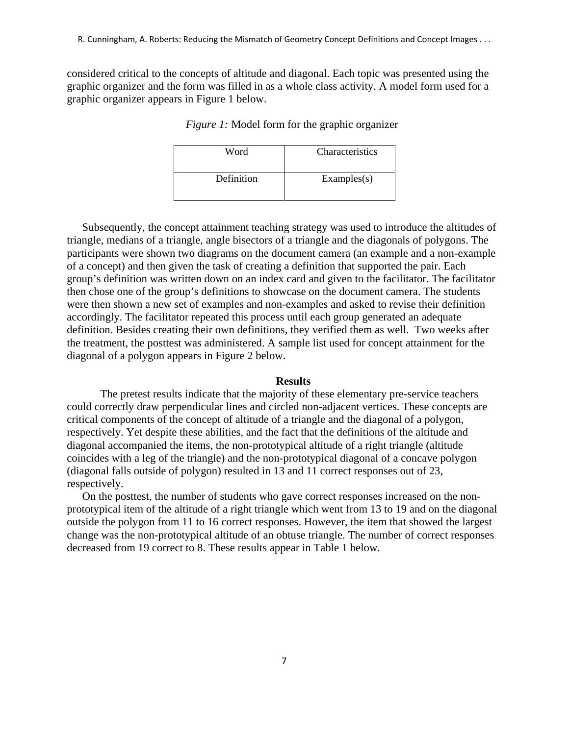considered critical to the concepts of altitude and diagonal. Each topic was presented using the graphic organizer and the form was filled in as a whole class activity. A model form used for a graphic organizer appears in Figure 1 below.

*Figure 1:* Model form for the graphic organizer

| Word | Characteristics |
|---|---|
| Definition | Examples(s) |

Subsequently, the concept attainment teaching strategy was used to introduce the altitudes of triangle, medians of a triangle, angle bisectors of a triangle and the diagonals of polygons. The participants were shown two diagrams on the document camera (an example and a non-example of a concept) and then given the task of creating a definition that supported the pair. Each group's definition was written down on an index card and given to the facilitator. The facilitator then chose one of the group's definitions to showcase on the document camera. The students were then shown a new set of examples and non-examples and asked to revise their definition accordingly. The facilitator repeated this process until each group generated an adequate definition. Besides creating their own definitions, they verified them as well. Two weeks after the treatment, the posttest was administered. A sample list used for concept attainment for the diagonal of a polygon appears in Figure 2 below.

## Results

The pretest results indicate that the majority of these elementary pre-service teachers could correctly draw perpendicular lines and circled non-adjacent vertices. These concepts are critical components of the concept of altitude of a triangle and the diagonal of a polygon, respectively. Yet despite these abilities, and the fact that the definitions of the altitude and diagonal accompanied the items, the non-prototypical altitude of a right triangle (altitude coincides with a leg of the triangle) and the non-prototypical diagonal of a concave polygon (diagonal falls outside of polygon) resulted in 13 and 11 correct responses out of 23, respectively.

On the posttest, the number of students who gave correct responses increased on the non-prototypical item of the altitude of a right triangle which went from 13 to 19 and on the diagonal outside the polygon from 11 to 16 correct responses. However, the item that showed the largest change was the non-prototypical altitude of an obtuse triangle. The number of correct responses decreased from 19 correct to 8. These results appear in Table 1 below.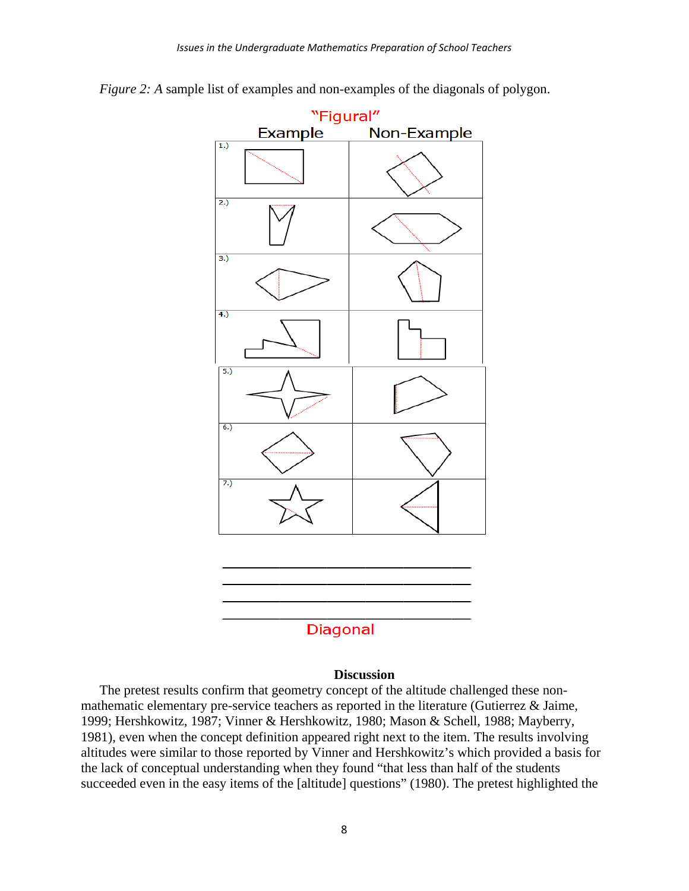*Figure 2: A* sample list of examples and non-examples of the diagonals of polygon.

"Figural"

| Example | Non-Example |
|---|---|
| 1.) | |
| 2.) | |
| 3.) | |
| 4.) | |
| 5.) | |
| 6.) | |
| 7.) | |

\_\_\_\_\_\_\_\_\_\_\_\_\_\_\_\_\_\_\_\_\_\_\_\_\_\_\_\_\_\_\_\_\_\_\_\_\_\_\_\_

\_\_\_\_\_\_\_\_\_\_\_\_\_\_\_\_\_\_\_\_\_\_\_\_\_\_\_\_\_\_\_\_\_\_\_\_\_\_\_\_

\_\_\_\_\_\_\_\_\_\_\_\_\_\_\_\_\_\_\_\_\_\_\_\_\_\_\_\_\_\_\_\_\_\_\_\_\_\_\_\_

\_\_\_\_\_\_\_\_\_\_\_\_\_\_\_\_\_\_\_\_\_\_\_\_\_\_\_\_\_\_\_\_\_\_\_\_\_\_\_\_

Diagonal

## Discussion

The pretest results confirm that geometry concept of the altitude challenged these non-mathematic elementary pre-service teachers as reported in the literature (Gutierrez & Jaime, 1999; Hershkowitz, 1987; Vinner & Hershkowitz, 1980; Mason & Schell, 1988; Mayberry, 1981), even when the concept definition appeared right next to the item. The results involving altitudes were similar to those reported by Vinner and Hershkowitz's which provided a basis for the lack of conceptual understanding when they found "that less than half of the students succeeded even in the easy items of the [altitude] questions" (1980). The pretest highlighted the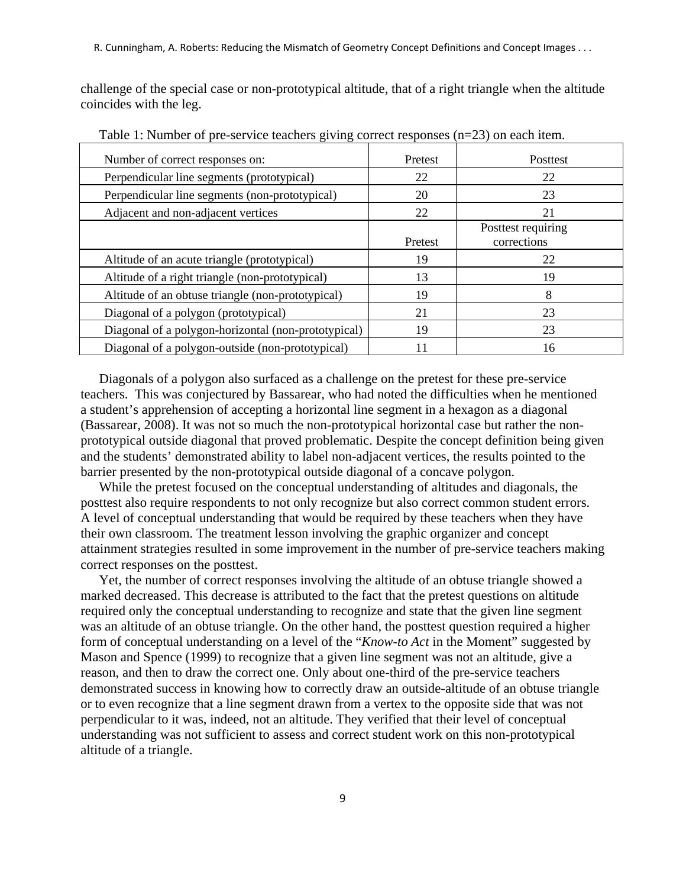challenge of the special case or non-prototypical altitude, that of a right triangle when the altitude coincides with the leg.

Table 1: Number of pre-service teachers giving correct responses (n=23) on each item.

| Number of correct responses on: | Pretest | Posttest |
|---|---|---|
| Perpendicular line segments (prototypical) | 22 | 22 |
| Perpendicular line segments (non-prototypical) | 20 | 23 |
| Adjacent and non-adjacent vertices | 22 | 21 |
| | Pretest | Posttest requiring corrections |
| Altitude of an acute triangle (prototypical) | 19 | 22 |
| Altitude of a right triangle (non-prototypical) | 13 | 19 |
| Altitude of an obtuse triangle (non-prototypical) | 19 | 8 |
| Diagonal of a polygon (prototypical) | 21 | 23 |
| Diagonal of a polygon-horizontal (non-prototypical) | 19 | 23 |
| Diagonal of a polygon-outside (non-prototypical) | 11 | 16 |

Diagonals of a polygon also surfaced as a challenge on the pretest for these pre-service teachers. This was conjectured by Bassarear, who had noted the difficulties when he mentioned a student's apprehension of accepting a horizontal line segment in a hexagon as a diagonal (Bassarear, 2008). It was not so much the non-prototypical horizontal case but rather the non-prototypical outside diagonal that proved problematic. Despite the concept definition being given and the students' demonstrated ability to label non-adjacent vertices, the results pointed to the barrier presented by the non-prototypical outside diagonal of a concave polygon.

While the pretest focused on the conceptual understanding of altitudes and diagonals, the posttest also require respondents to not only recognize but also correct common student errors. A level of conceptual understanding that would be required by these teachers when they have their own classroom. The treatment lesson involving the graphic organizer and concept attainment strategies resulted in some improvement in the number of pre-service teachers making correct responses on the posttest.

Yet, the number of correct responses involving the altitude of an obtuse triangle showed a marked decreased. This decrease is attributed to the fact that the pretest questions on altitude required only the conceptual understanding to recognize and state that the given line segment was an altitude of an obtuse triangle. On the other hand, the posttest question required a higher form of conceptual understanding on a level of the "*Know-to Act* in the Moment" suggested by Mason and Spence (1999) to recognize that a given line segment was not an altitude, give a reason, and then to draw the correct one. Only about one-third of the pre-service teachers demonstrated success in knowing how to correctly draw an outside-altitude of an obtuse triangle or to even recognize that a line segment drawn from a vertex to the opposite side that was not perpendicular to it was, indeed, not an altitude. They verified that their level of conceptual understanding was not sufficient to assess and correct student work on this non-prototypical altitude of a triangle.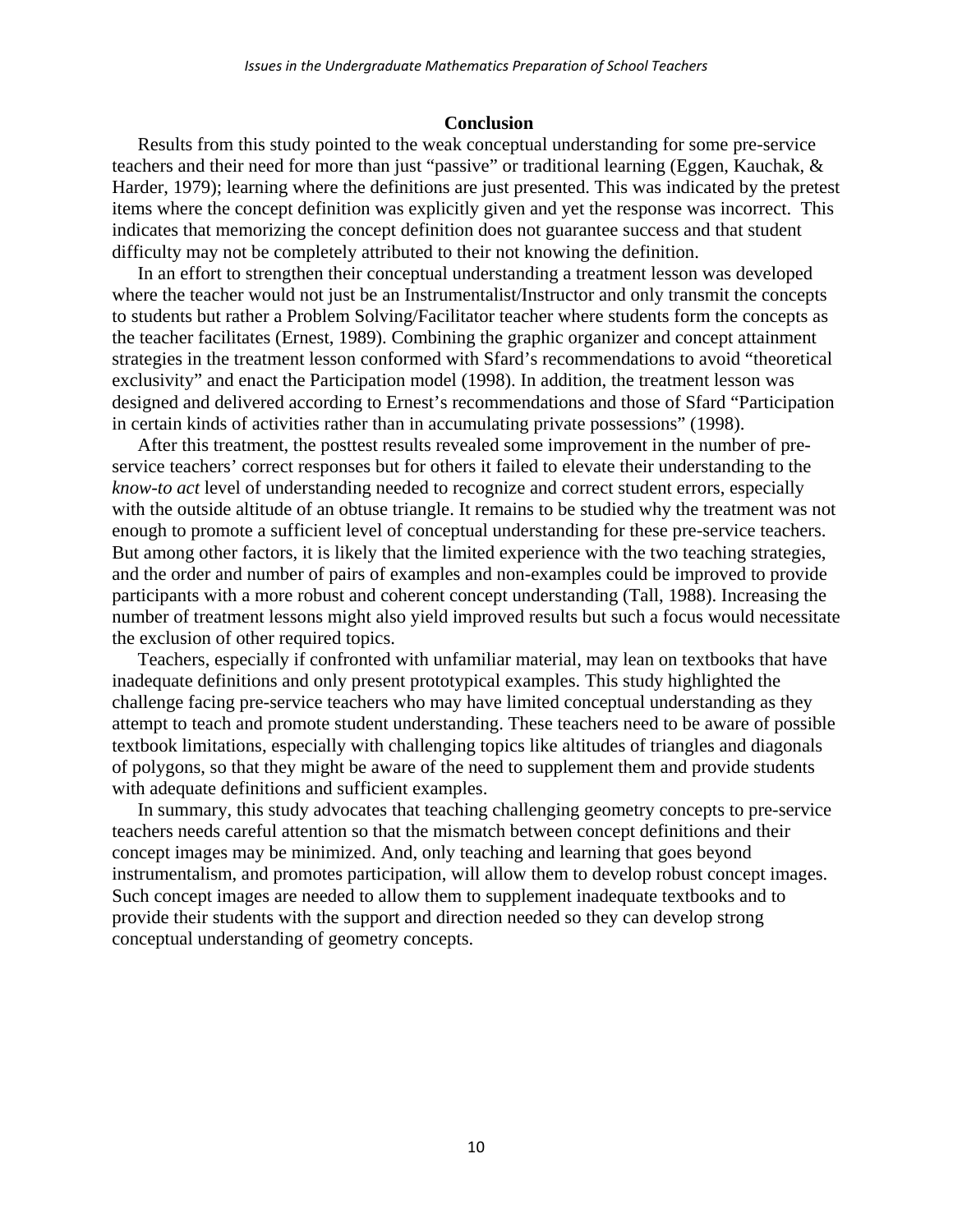## Conclusion

Results from this study pointed to the weak conceptual understanding for some pre-service teachers and their need for more than just "passive" or traditional learning (Eggen, Kauchak, & Harder, 1979); learning where the definitions are just presented. This was indicated by the pretest items where the concept definition was explicitly given and yet the response was incorrect. This indicates that memorizing the concept definition does not guarantee success and that student difficulty may not be completely attributed to their not knowing the definition.

In an effort to strengthen their conceptual understanding a treatment lesson was developed where the teacher would not just be an Instrumentalist/Instructor and only transmit the concepts to students but rather a Problem Solving/Facilitator teacher where students form the concepts as the teacher facilitates (Ernest, 1989). Combining the graphic organizer and concept attainment strategies in the treatment lesson conformed with Sfard's recommendations to avoid "theoretical exclusivity" and enact the Participation model (1998). In addition, the treatment lesson was designed and delivered according to Ernest's recommendations and those of Sfard "Participation in certain kinds of activities rather than in accumulating private possessions" (1998).

After this treatment, the posttest results revealed some improvement in the number of pre-service teachers' correct responses but for others it failed to elevate their understanding to the *know-to act* level of understanding needed to recognize and correct student errors, especially with the outside altitude of an obtuse triangle. It remains to be studied why the treatment was not enough to promote a sufficient level of conceptual understanding for these pre-service teachers. But among other factors, it is likely that the limited experience with the two teaching strategies, and the order and number of pairs of examples and non-examples could be improved to provide participants with a more robust and coherent concept understanding (Tall, 1988). Increasing the number of treatment lessons might also yield improved results but such a focus would necessitate the exclusion of other required topics.

Teachers, especially if confronted with unfamiliar material, may lean on textbooks that have inadequate definitions and only present prototypical examples. This study highlighted the challenge facing pre-service teachers who may have limited conceptual understanding as they attempt to teach and promote student understanding. These teachers need to be aware of possible textbook limitations, especially with challenging topics like altitudes of triangles and diagonals of polygons, so that they might be aware of the need to supplement them and provide students with adequate definitions and sufficient examples.

In summary, this study advocates that teaching challenging geometry concepts to pre-service teachers needs careful attention so that the mismatch between concept definitions and their concept images may be minimized. And, only teaching and learning that goes beyond instrumentalism, and promotes participation, will allow them to develop robust concept images. Such concept images are needed to allow them to supplement inadequate textbooks and to provide their students with the support and direction needed so they can develop strong conceptual understanding of geometry concepts.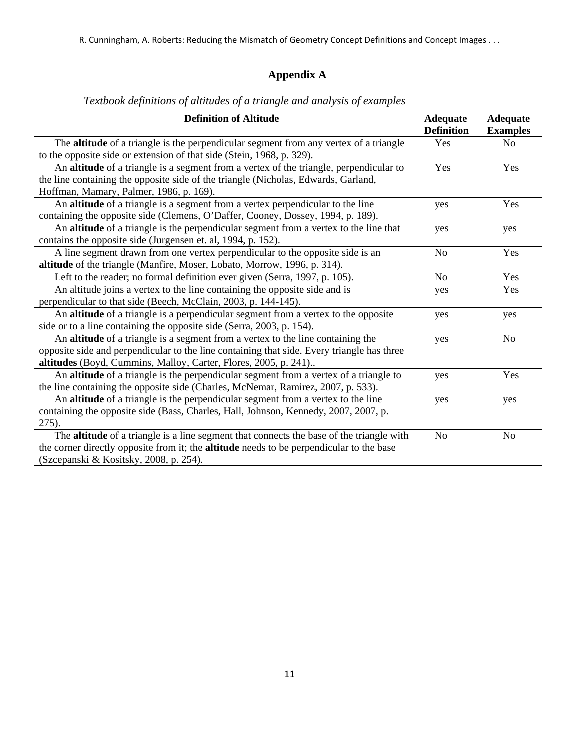## Appendix A

*Textbook definitions of altitudes of a triangle and analysis of examples*

| Definition of Altitude | Adequate Definition | Adequate Examples |
|---|---|---|
| The **altitude** of a triangle is the perpendicular segment from any vertex of a triangle to the opposite side or extension of that side (Stein, 1968, p. 329). | Yes | No |
| An **altitude** of a triangle is a segment from a vertex of the triangle, perpendicular to the line containing the opposite side of the triangle (Nicholas, Edwards, Garland, Hoffman, Mamary, Palmer, 1986, p. 169). | Yes | Yes |
| An **altitude** of a triangle is a segment from a vertex perpendicular to the line containing the opposite side (Clemens, O'Daffer, Cooney, Dossey, 1994, p. 189). | yes | Yes |
| An **altitude** of a triangle is the perpendicular segment from a vertex to the line that contains the opposite side (Jurgensen et. al, 1994, p. 152). | yes | yes |
| A line segment drawn from one vertex perpendicular to the opposite side is an **altitude** of the triangle (Manfire, Moser, Lobato, Morrow, 1996, p. 314). | No | Yes |
| Left to the reader; no formal definition ever given (Serra, 1997, p. 105). | No | Yes |
| An altitude joins a vertex to the line containing the opposite side and is perpendicular to that side (Beech, McClain, 2003, p. 144-145). | yes | Yes |
| An **altitude** of a triangle is a perpendicular segment from a vertex to the opposite side or to a line containing the opposite side (Serra, 2003, p. 154). | yes | yes |
| An **altitude** of a triangle is a segment from a vertex to the line containing the opposite side and perpendicular to the line containing that side. Every triangle has three **altitudes** (Boyd, Cummins, Malloy, Carter, Flores, 2005, p. 241).. | yes | No |
| An **altitude** of a triangle is the perpendicular segment from a vertex of a triangle to the line containing the opposite side (Charles, McNemar, Ramirez, 2007, p. 533). | yes | Yes |
| An **altitude** of a triangle is the perpendicular segment from a vertex to the line containing the opposite side (Bass, Charles, Hall, Johnson, Kennedy, 2007, 2007, p. 275). | yes | yes |
| The **altitude** of a triangle is a line segment that connects the base of the triangle with the corner directly opposite from it; the **altitude** needs to be perpendicular to the base (Szcepanski & Kositsky, 2008, p. 254). | No | No |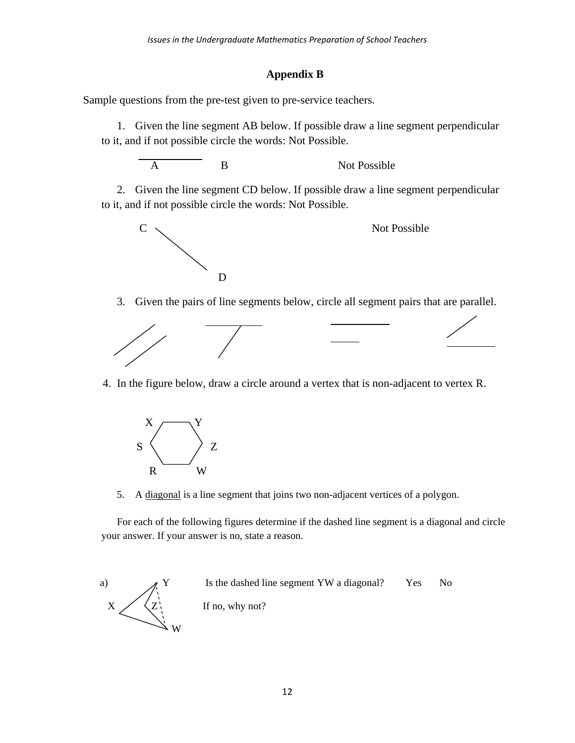## Appendix B

Sample questions from the pre-test given to pre-service teachers.

1. Given the line segment AB below. If possible draw a line segment perpendicular to it, and if not possible circle the words: Not Possible.

A B Not Possible

2. Given the line segment CD below. If possible draw a line segment perpendicular to it, and if not possible circle the words: Not Possible.

C D Not Possible

3. Given the pairs of line segments below, circle all segment pairs that are parallel.

4. In the figure below, draw a circle around a vertex that is non-adjacent to vertex R.

X Y S Z R W

5. A <u>diagonal</u> is a line segment that joins two non-adjacent vertices of a polygon.

For each of the following figures determine if the dashed line segment is a diagonal and circle your answer. If your answer is no, state a reason.

a) Is the dashed line segment YW a diagonal? Yes No

If no, why not?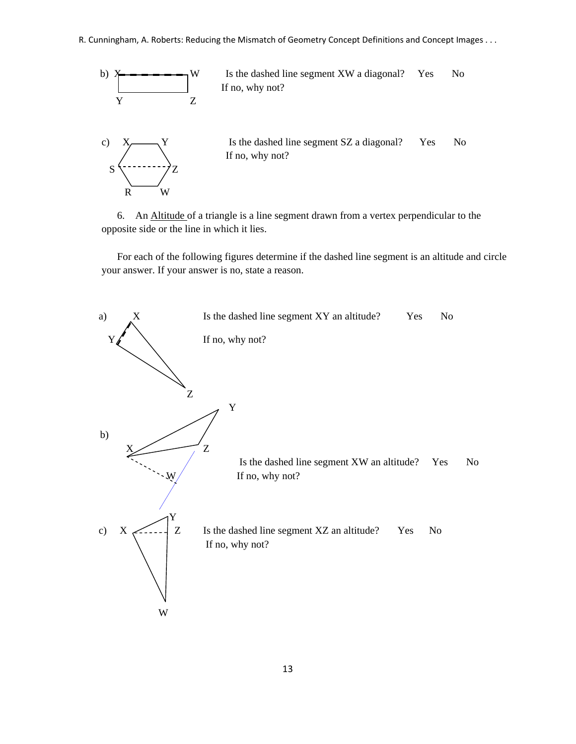b) Is the dashed line segment XW a diagonal? Yes No

If no, why not?

c) Is the dashed line segment SZ a diagonal? Yes No

If no, why not?

6. An <u>Altitude</u> of a triangle is a line segment drawn from a vertex perpendicular to the opposite side or the line in which it lies.

For each of the following figures determine if the dashed line segment is an altitude and circle your answer. If your answer is no, state a reason.

a) Is the dashed line segment XY an altitude? Yes No

If no, why not?

b) Is the dashed line segment XW an altitude? Yes No

If no, why not?

c) Is the dashed line segment XZ an altitude? Yes No

If no, why not?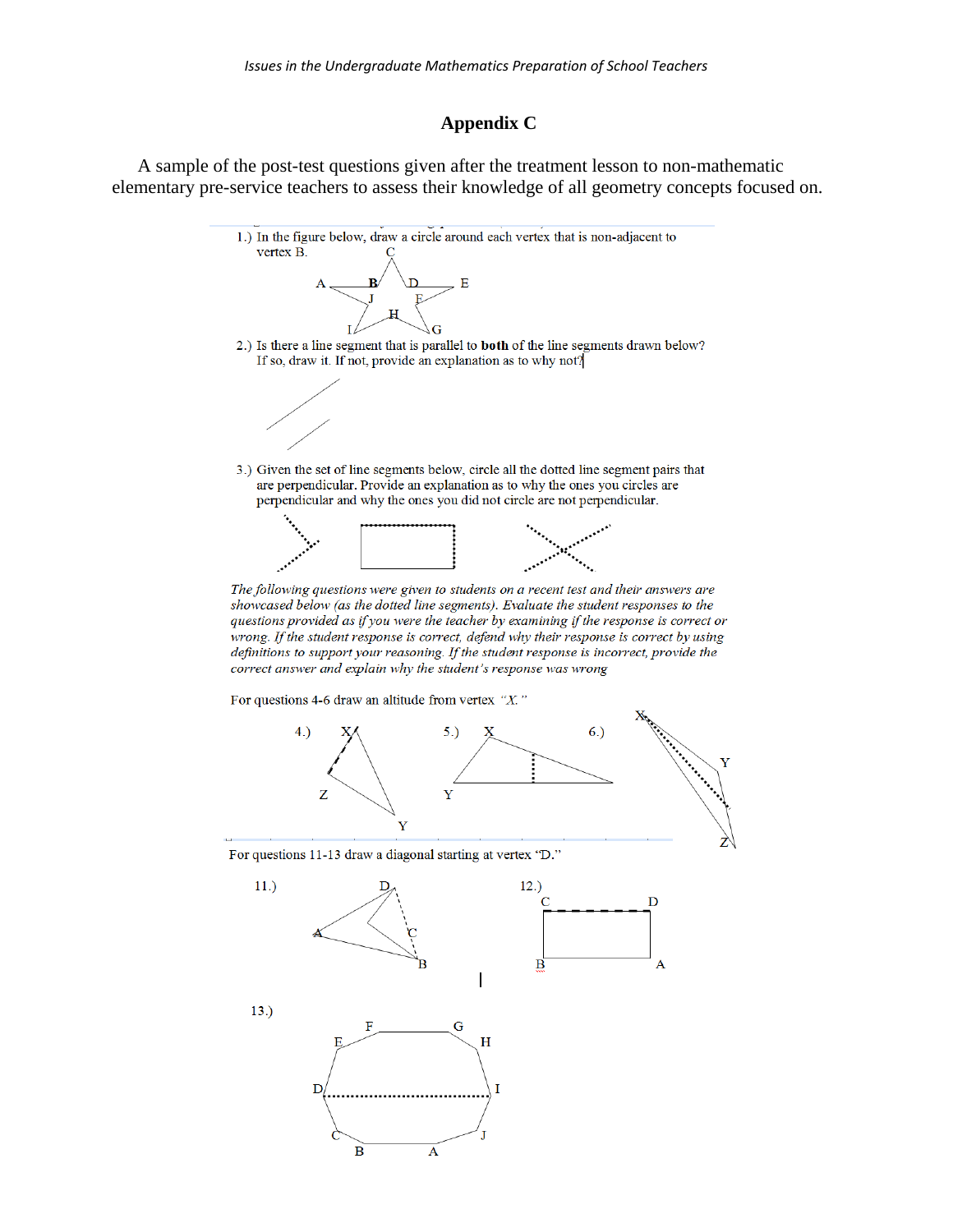## Appendix C

A sample of the post-test questions given after the treatment lesson to non-mathematic elementary pre-service teachers to assess their knowledge of all geometry concepts focused on.

1.) In the figure below, draw a circle around each vertex that is non-adjacent to vertex B.

2.) Is there a line segment that is parallel to **both** of the line segments drawn below? If so, draw it. If not, provide an explanation as to why not?

3.) Given the set of line segments below, circle all the dotted line segment pairs that are perpendicular. Provide an explanation as to why the ones you circles are perpendicular and why the ones you did not circle are not perpendicular.

*The following questions were given to students on a recent test and their answers are showcased below (as the dotted line segments). Evaluate the student responses to the questions provided as if you were the teacher by examining if the response is correct or wrong. If the student response is correct, defend why their response is correct by using definitions to support your reasoning. If the student response is incorrect, provide the correct answer and explain why the student's response was wrong*

For questions 4-6 draw an altitude from vertex *"X."*

4.)

5.)

6.)

For questions 11-13 draw a diagonal starting at vertex "D."

11.)

12.)

13.)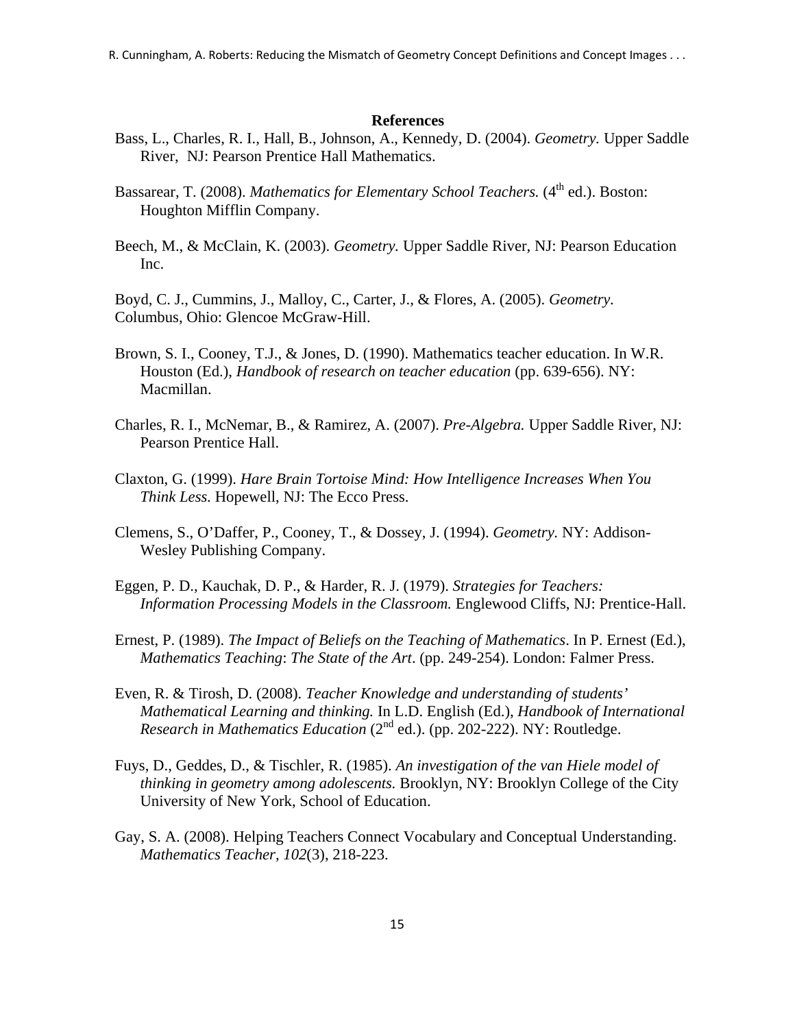## References

Bass, L., Charles, R. I., Hall, B., Johnson, A., Kennedy, D. (2004). *Geometry.* Upper Saddle River, NJ: Pearson Prentice Hall Mathematics.

Bassarear, T. (2008). *Mathematics for Elementary School Teachers.* (4th ed.). Boston: Houghton Mifflin Company.

Beech, M., & McClain, K. (2003). *Geometry.* Upper Saddle River, NJ: Pearson Education Inc.

Boyd, C. J., Cummins, J., Malloy, C., Carter, J., & Flores, A. (2005). *Geometry.* Columbus, Ohio: Glencoe McGraw-Hill.

Brown, S. I., Cooney, T.J., & Jones, D. (1990). Mathematics teacher education. In W.R. Houston (Ed.), *Handbook of research on teacher education* (pp. 639-656). NY: Macmillan.

Charles, R. I., McNemar, B., & Ramirez, A. (2007). *Pre-Algebra.* Upper Saddle River, NJ: Pearson Prentice Hall.

Claxton, G. (1999). *Hare Brain Tortoise Mind: How Intelligence Increases When You Think Less.* Hopewell, NJ: The Ecco Press.

Clemens, S., O'Daffer, P., Cooney, T., & Dossey, J. (1994). *Geometry.* NY: Addison-Wesley Publishing Company.

Eggen, P. D., Kauchak, D. P., & Harder, R. J. (1979). *Strategies for Teachers: Information Processing Models in the Classroom.* Englewood Cliffs, NJ: Prentice-Hall.

Ernest, P. (1989). *The Impact of Beliefs on the Teaching of Mathematics*. In P. Ernest (Ed.), *Mathematics Teaching*: *The State of the Art*. (pp. 249-254). London: Falmer Press.

Even, R. & Tirosh, D. (2008). *Teacher Knowledge and understanding of students' Mathematical Learning and thinking.* In L.D. English (Ed.), *Handbook of International Research in Mathematics Education* (2nd ed.). (pp. 202-222). NY: Routledge.

Fuys, D., Geddes, D., & Tischler, R. (1985). *An investigation of the van Hiele model of thinking in geometry among adolescents.* Brooklyn, NY: Brooklyn College of the City University of New York, School of Education.

Gay, S. A. (2008). Helping Teachers Connect Vocabulary and Conceptual Understanding. *Mathematics Teacher*, *102*(3), 218-223.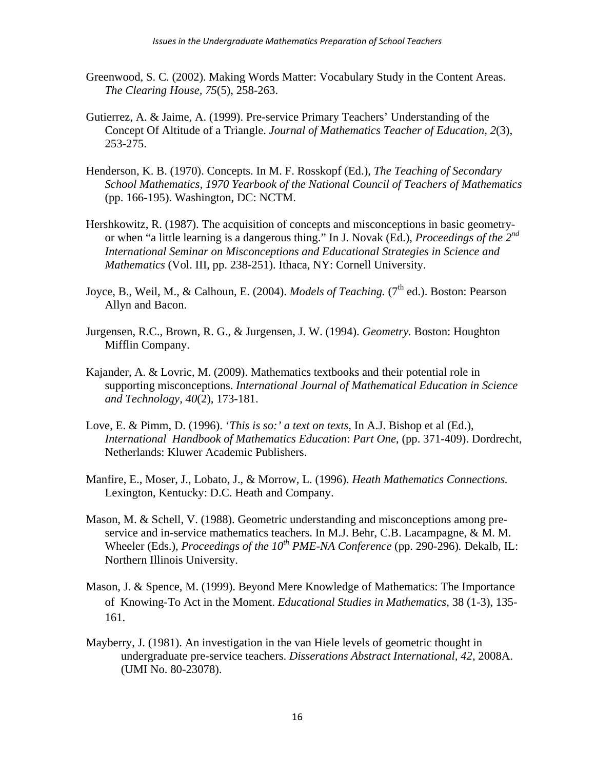Greenwood, S. C. (2002). Making Words Matter: Vocabulary Study in the Content Areas. *The Clearing House, 75*(5), 258-263.

Gutierrez, A. & Jaime, A. (1999). Pre-service Primary Teachers' Understanding of the Concept Of Altitude of a Triangle. *Journal of Mathematics Teacher of Education, 2*(3), 253-275.

Henderson, K. B. (1970). Concepts. In M. F. Rosskopf (Ed.), *The Teaching of Secondary School Mathematics, 1970 Yearbook of the National Council of Teachers of Mathematics* (pp. 166-195). Washington, DC: NCTM.

Hershkowitz, R. (1987). The acquisition of concepts and misconceptions in basic geometry- or when "a little learning is a dangerous thing." In J. Novak (Ed.), *Proceedings of the 2nd International Seminar on Misconceptions and Educational Strategies in Science and Mathematics* (Vol. III, pp. 238-251). Ithaca, NY: Cornell University.

Joyce, B., Weil, M., & Calhoun, E. (2004). *Models of Teaching.* (7th ed.). Boston: Pearson Allyn and Bacon.

Jurgensen, R.C., Brown, R. G., & Jurgensen, J. W. (1994). *Geometry.* Boston: Houghton Mifflin Company.

Kajander, A. & Lovric, M. (2009). Mathematics textbooks and their potential role in supporting misconceptions. *International Journal of Mathematical Education in Science and Technology, 40*(2), 173-181.

Love, E. & Pimm, D. (1996). '*This is so:' a text on texts,* In A.J. Bishop et al (Ed.), *International Handbook of Mathematics Education*: *Part One*, (pp. 371-409). Dordrecht, Netherlands: Kluwer Academic Publishers.

Manfire, E., Moser, J., Lobato, J., & Morrow, L. (1996). *Heath Mathematics Connections.* Lexington, Kentucky: D.C. Heath and Company.

Mason, M. & Schell, V. (1988). Geometric understanding and misconceptions among pre-service and in-service mathematics teachers. In M.J. Behr, C.B. Lacampagne, & M. M. Wheeler (Eds.), *Proceedings of the 10th PME-NA Conference* (pp. 290-296)*.* Dekalb, IL: Northern Illinois University.

Mason, J. & Spence, M. (1999). Beyond Mere Knowledge of Mathematics: The Importance of Knowing-To Act in the Moment. *Educational Studies in Mathematics*, 38 (1-3), 135-161.

Mayberry, J. (1981). An investigation in the van Hiele levels of geometric thought in undergraduate pre-service teachers. *Disserations Abstract International, 42,* 2008A. (UMI No. 80-23078).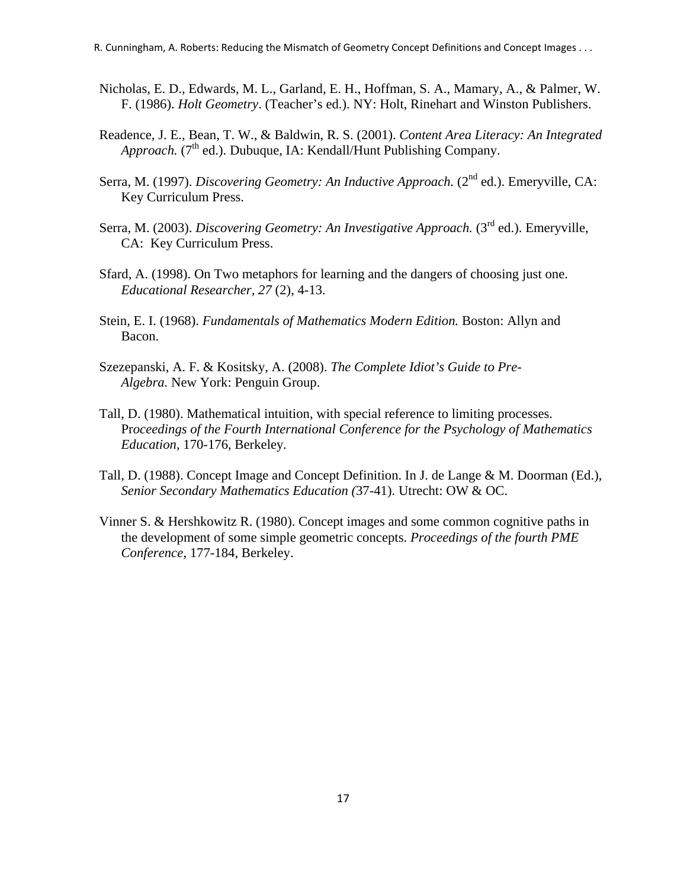Nicholas, E. D., Edwards, M. L., Garland, E. H., Hoffman, S. A., Mamary, A., & Palmer, W. F. (1986). *Holt Geometry*. (Teacher's ed.). NY: Holt, Rinehart and Winston Publishers.

Readence, J. E., Bean, T. W., & Baldwin, R. S. (2001). *Content Area Literacy: An Integrated Approach.* (7th ed.). Dubuque, IA: Kendall/Hunt Publishing Company.

Serra, M. (1997). *Discovering Geometry: An Inductive Approach.* (2nd ed.). Emeryville, CA: Key Curriculum Press.

Serra, M. (2003). *Discovering Geometry: An Investigative Approach.* (3rd ed.). Emeryville, CA: Key Curriculum Press.

Sfard, A. (1998). On Two metaphors for learning and the dangers of choosing just one. *Educational Researcher, 27* (2), 4-13.

Stein, E. I. (1968). *Fundamentals of Mathematics Modern Edition.* Boston: Allyn and Bacon.

Szezepanski, A. F. & Kositsky, A. (2008). *The Complete Idiot's Guide to Pre-Algebra.* New York: Penguin Group.

Tall, D. (1980). Mathematical intuition, with special reference to limiting processes. Pr*oceedings of the Fourth International Conference for the Psychology of Mathematics Education,* 170-176, Berkeley.

Tall, D. (1988). Concept Image and Concept Definition. In J. de Lange & M. Doorman (Ed.), *Senior Secondary Mathematics Education (*37-41). Utrecht: OW & OC.

Vinner S. & Hershkowitz R. (1980). Concept images and some common cognitive paths in the development of some simple geometric concepts. *Proceedings of the fourth PME Conference*, 177-184, Berkeley.